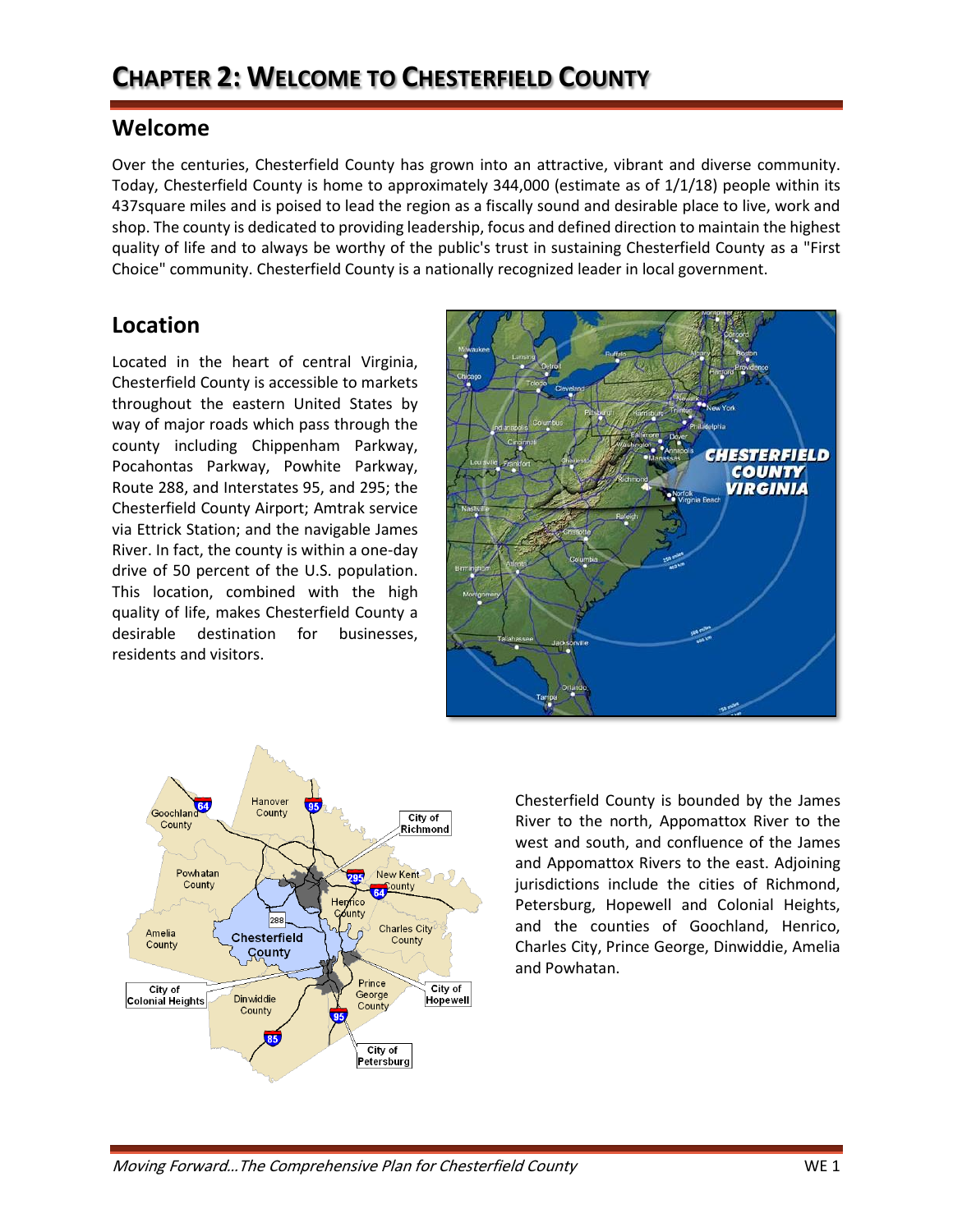# CHAPTER 2: WELCOME TO CHESTERFIELD COUNTY

## Welcome

Over the centuries, Chesterfield County has grown into an attractive, vibrant and diverse community. Today, Chesterfield County is home to approximately 344,000 (estimate as of 1/1/18) people within its 437square miles and is poised to lead the region as a fiscally sound and desirable place to live, work and shop. The county is dedicated to providing leadership, focus and defined direction to maintain the highest quality of life and to always be worthy of the public's trust in sustaining Chesterfield County as a "First Choice" community. Chesterfield County is a nationally recognized leader in local government.

## Location

Located in the heart of central Virginia, Chesterfield County is accessible to markets throughout the eastern United States by way of major roads which pass through the county including Chippenham Parkway, Pocahontas Parkway, Powhite Parkway, Route 288, and Interstates 95, and 295; the Chesterfield County Airport; Amtrak service via Ettrick Station; and the navigable James River. In fact, the county is within a one-day drive of 50 percent of the U.S. population. This location, combined with the high quality of life, makes Chesterfield County a desirable destination for businesses, residents and visitors.

Chesterfield County is bounded by the James River to the north, Appomattox River to the west and south, and confluence of the James and Appomattox Rivers to the east. Adjoining jurisdictions include the cities of Richmond, Petersburg, Hopewell and Colonial Heights, and the counties of Goochland, Henrico, Charles City, Prince George, Dinwiddie, Amelia and Powhatan.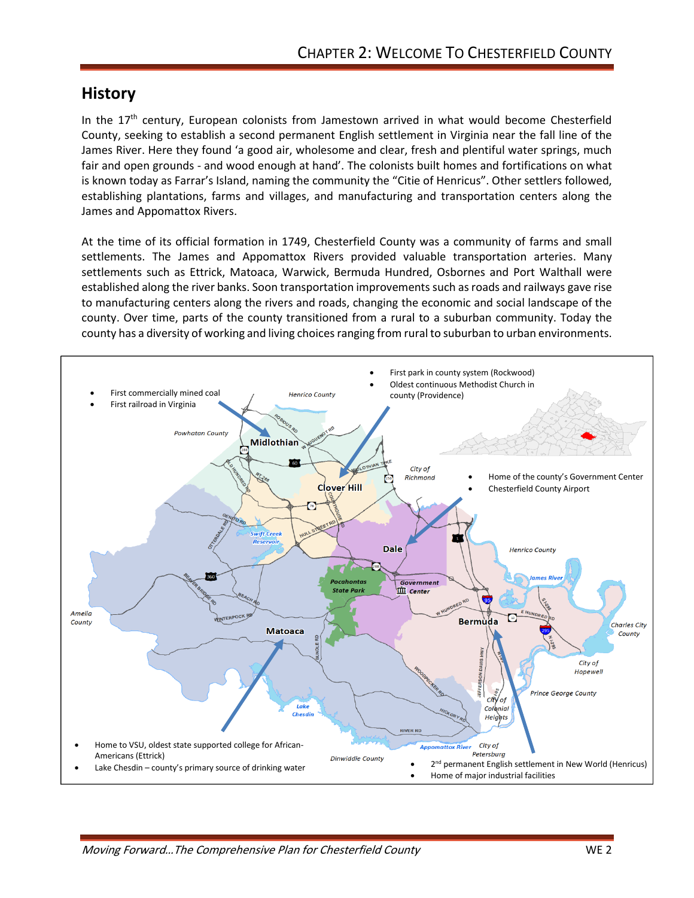## History

In the 17th century, European colonists from Jamestown arrived in what would become Chesterfield County, seeking to establish a second permanent English settlement in Virginia near the fall line of the James River. Here they found 'a good air, wholesome and clear, fresh and plentiful water springs, much fair and open grounds - and wood enough at hand'. The colonists built homes and fortifications on what is known today as Farrar's Island, naming the community the "Citie of Henricus". Other settlers followed, establishing plantations, farms and villages, and manufacturing and transportation centers along the James and Appomattox Rivers.

At the time of its official formation in 1749, Chesterfield County was a community of farms and small settlements. The James and Appomattox Rivers provided valuable transportation arteries. Many settlements such as Ettrick, Matoaca, Warwick, Bermuda Hundred, Osbornes and Port Walthall were established along the river banks. Soon transportation improvements such as roads and railways gave rise to manufacturing centers along the rivers and roads, changing the economic and social landscape of the county. Over time, parts of the county transitioned from a rural to a suburban community. Today the county has a diversity of working and living choices ranging from rural to suburban to urban environments.

Midlothian
- First commercially mined coal
- First railroad in Virginia

Clover Hill
- First park in county system (Rockwood)
- Oldest continuous Methodist Church in county (Providence)

Dale
- Home of the county's Government Center
- Chesterfield County Airport

Matoaca
- Home to VSU, oldest state supported college for African-Americans (Ettrick)
- Lake Chesdin – county's primary source of drinking water

Bermuda
- 2nd permanent English settlement in New World (Henricus)
- Home of major industrial facilities

Henrico County
Powhatan County
City of Richmond
Amelia County
Charles City County
City of Hopewell
Prince George County
City of Colonial Heights
City of Petersburg
Dinwiddie County
Pocahontas State Park
Government Center
Swift Creek Reservoir
Lake Chesdin
James River
Appomattox River